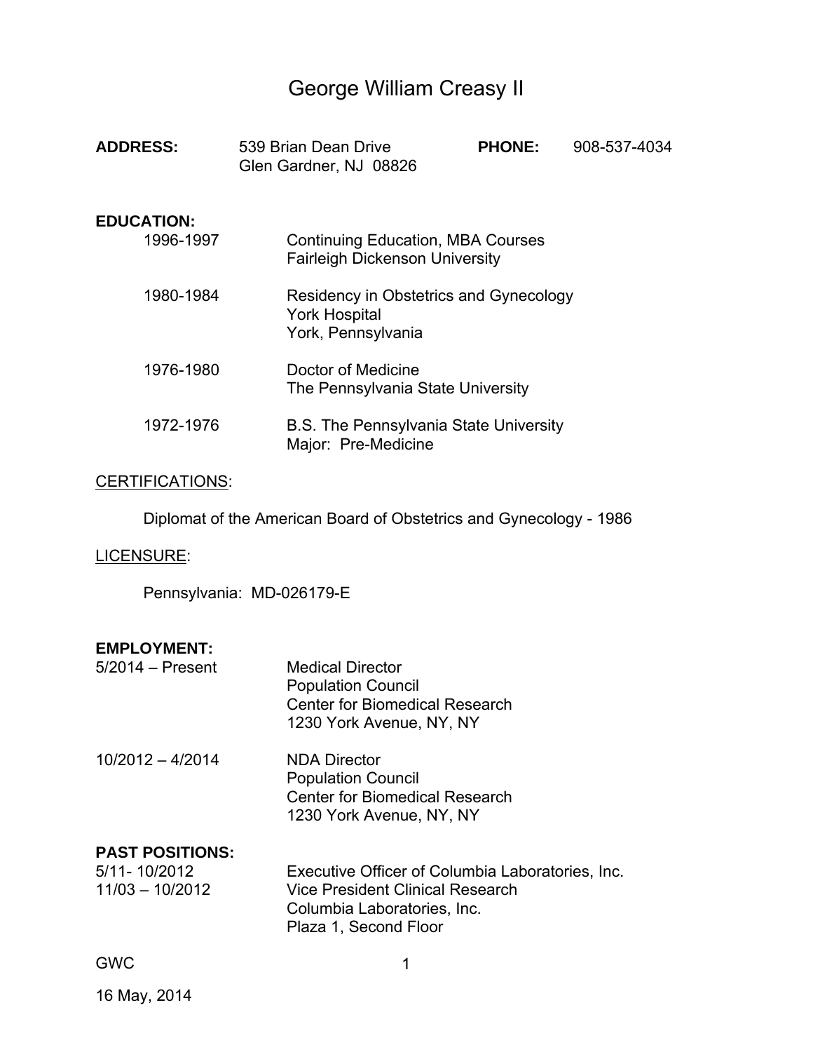# George William Creasy II

**ADDRESS:** 539 Brian Dean Drive
Glen Gardner, NJ 08826

**PHONE:** 908-537-4034

**EDUCATION:**

1996-1997 — Continuing Education, MBA Courses
Fairleigh Dickenson University

1980-1984 — Residency in Obstetrics and Gynecology
York Hospital
York, Pennsylvania

1976-1980 — Doctor of Medicine
The Pennsylvania State University

1972-1976 — B.S. The Pennsylvania State University
Major: Pre-Medicine

CERTIFICATIONS:

Diplomat of the American Board of Obstetrics and Gynecology - 1986

LICENSURE:

Pennsylvania: MD-026179-E

**EMPLOYMENT:**

5/2014 – Present — Medical Director
Population Council
Center for Biomedical Research
1230 York Avenue, NY, NY

10/2012 – 4/2014 — NDA Director
Population Council
Center for Biomedical Research
1230 York Avenue, NY, NY

**PAST POSITIONS:**

5/11- 10/2012 — Executive Officer of Columbia Laboratories, Inc.
11/03 – 10/2012 — Vice President Clinical Research
Columbia Laboratories, Inc.
Plaza 1, Second Floor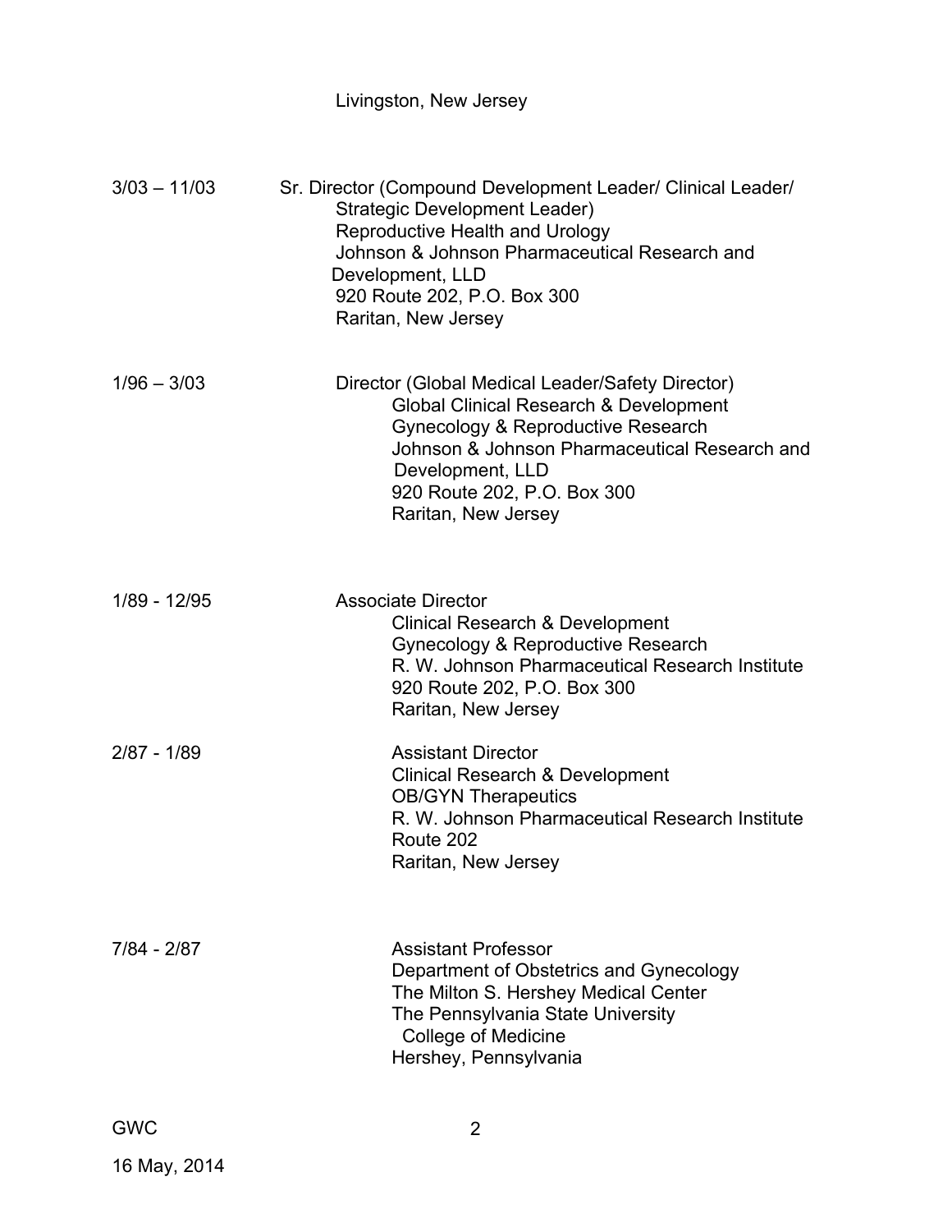Livingston, New Jersey

3/03 – 11/03 Sr. Director (Compound Development Leader/ Clinical Leader/ Strategic Development Leader)
Reproductive Health and Urology
Johnson & Johnson Pharmaceutical Research and Development, LLD
920 Route 202, P.O. Box 300
Raritan, New Jersey

1/96 – 3/03 Director (Global Medical Leader/Safety Director)
Global Clinical Research & Development
Gynecology & Reproductive Research
Johnson & Johnson Pharmaceutical Research and Development, LLD
920 Route 202, P.O. Box 300
Raritan, New Jersey

1/89 - 12/95 Associate Director
Clinical Research & Development
Gynecology & Reproductive Research
R. W. Johnson Pharmaceutical Research Institute
920 Route 202, P.O. Box 300
Raritan, New Jersey

2/87 - 1/89 Assistant Director
Clinical Research & Development
OB/GYN Therapeutics
R. W. Johnson Pharmaceutical Research Institute
Route 202
Raritan, New Jersey

7/84 - 2/87 Assistant Professor
Department of Obstetrics and Gynecology
The Milton S. Hershey Medical Center
The Pennsylvania State University College of Medicine
Hershey, Pennsylvania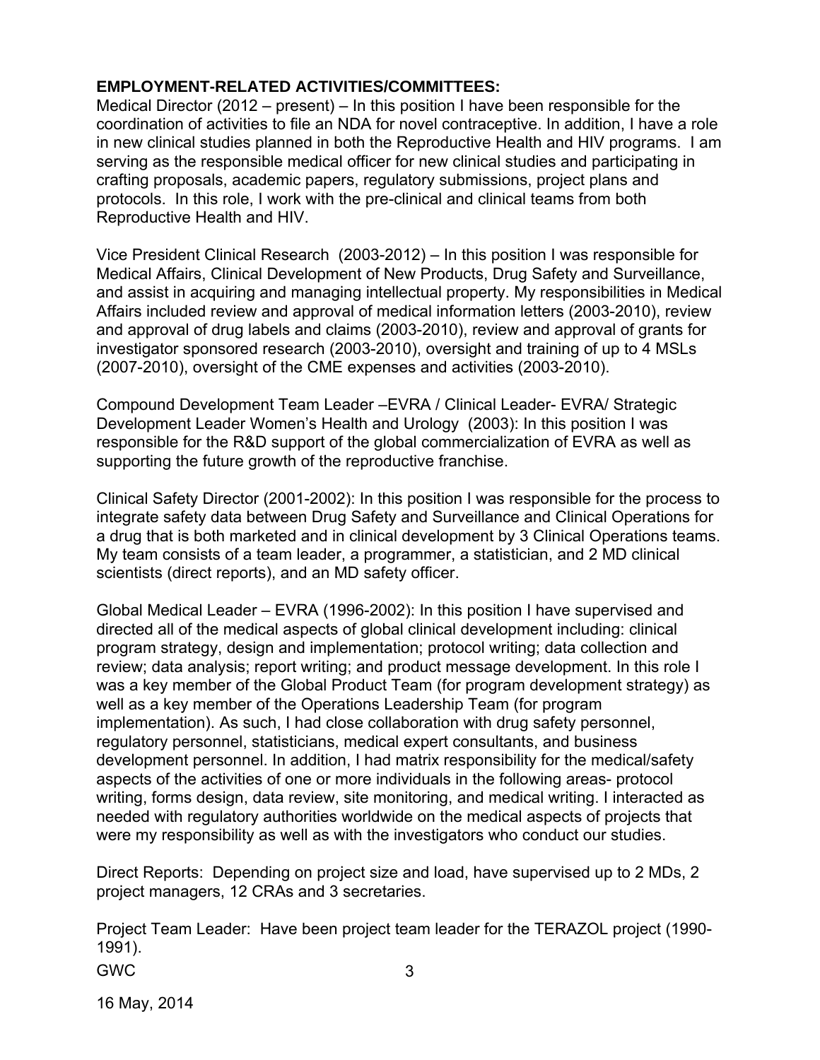**EMPLOYMENT-RELATED ACTIVITIES/COMMITTEES:**

Medical Director (2012 – present) – In this position I have been responsible for the coordination of activities to file an NDA for novel contraceptive. In addition, I have a role in new clinical studies planned in both the Reproductive Health and HIV programs. I am serving as the responsible medical officer for new clinical studies and participating in crafting proposals, academic papers, regulatory submissions, project plans and protocols. In this role, I work with the pre-clinical and clinical teams from both Reproductive Health and HIV.

Vice President Clinical Research (2003-2012) – In this position I was responsible for Medical Affairs, Clinical Development of New Products, Drug Safety and Surveillance, and assist in acquiring and managing intellectual property. My responsibilities in Medical Affairs included review and approval of medical information letters (2003-2010), review and approval of drug labels and claims (2003-2010), review and approval of grants for investigator sponsored research (2003-2010), oversight and training of up to 4 MSLs (2007-2010), oversight of the CME expenses and activities (2003-2010).

Compound Development Team Leader –EVRA / Clinical Leader- EVRA/ Strategic Development Leader Women's Health and Urology (2003): In this position I was responsible for the R&D support of the global commercialization of EVRA as well as supporting the future growth of the reproductive franchise.

Clinical Safety Director (2001-2002): In this position I was responsible for the process to integrate safety data between Drug Safety and Surveillance and Clinical Operations for a drug that is both marketed and in clinical development by 3 Clinical Operations teams. My team consists of a team leader, a programmer, a statistician, and 2 MD clinical scientists (direct reports), and an MD safety officer.

Global Medical Leader – EVRA (1996-2002): In this position I have supervised and directed all of the medical aspects of global clinical development including: clinical program strategy, design and implementation; protocol writing; data collection and review; data analysis; report writing; and product message development. In this role I was a key member of the Global Product Team (for program development strategy) as well as a key member of the Operations Leadership Team (for program implementation). As such, I had close collaboration with drug safety personnel, regulatory personnel, statisticians, medical expert consultants, and business development personnel. In addition, I had matrix responsibility for the medical/safety aspects of the activities of one or more individuals in the following areas- protocol writing, forms design, data review, site monitoring, and medical writing. I interacted as needed with regulatory authorities worldwide on the medical aspects of projects that were my responsibility as well as with the investigators who conduct our studies.

Direct Reports: Depending on project size and load, have supervised up to 2 MDs, 2 project managers, 12 CRAs and 3 secretaries.

Project Team Leader: Have been project team leader for the TERAZOL project (1990-1991).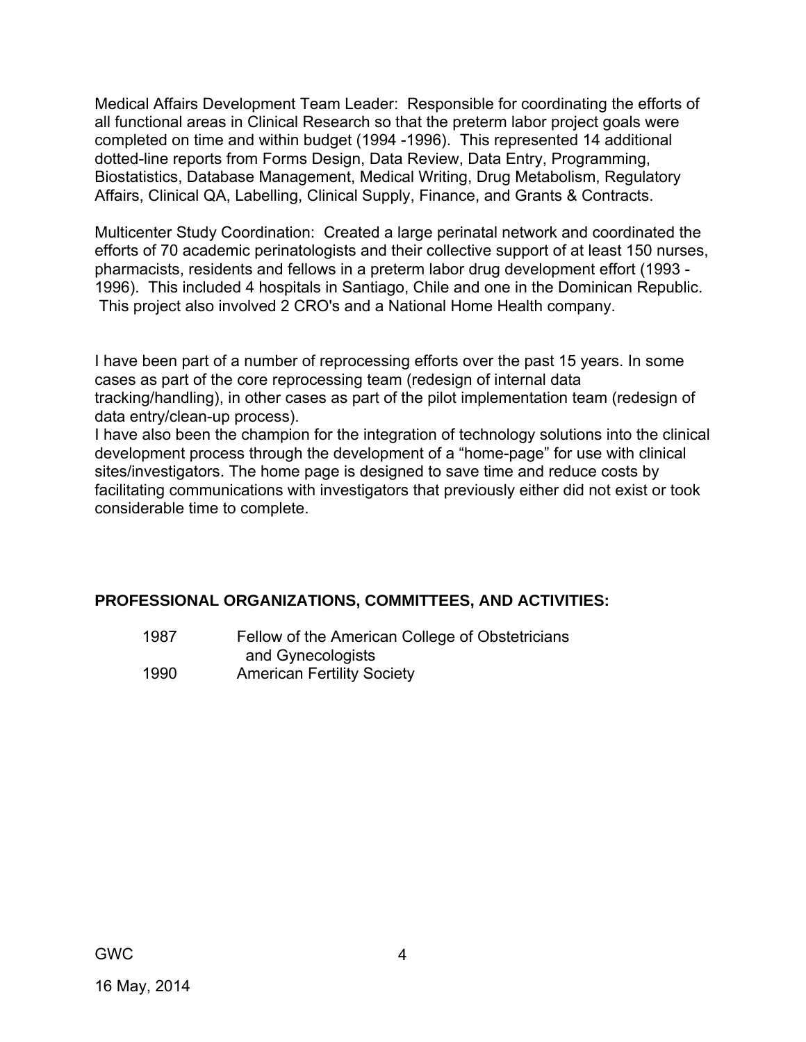Medical Affairs Development Team Leader: Responsible for coordinating the efforts of all functional areas in Clinical Research so that the preterm labor project goals were completed on time and within budget (1994 -1996). This represented 14 additional dotted-line reports from Forms Design, Data Review, Data Entry, Programming, Biostatistics, Database Management, Medical Writing, Drug Metabolism, Regulatory Affairs, Clinical QA, Labelling, Clinical Supply, Finance, and Grants & Contracts.

Multicenter Study Coordination: Created a large perinatal network and coordinated the efforts of 70 academic perinatologists and their collective support of at least 150 nurses, pharmacists, residents and fellows in a preterm labor drug development effort (1993 - 1996). This included 4 hospitals in Santiago, Chile and one in the Dominican Republic. This project also involved 2 CRO's and a National Home Health company.

I have been part of a number of reprocessing efforts over the past 15 years. In some cases as part of the core reprocessing team (redesign of internal data tracking/handling), in other cases as part of the pilot implementation team (redesign of data entry/clean-up process).

I have also been the champion for the integration of technology solutions into the clinical development process through the development of a "home-page" for use with clinical sites/investigators. The home page is designed to save time and reduce costs by facilitating communications with investigators that previously either did not exist or took considerable time to complete.

**PROFESSIONAL ORGANIZATIONS, COMMITTEES, AND ACTIVITIES:**

| | |
|---|---|
| 1987 | Fellow of the American College of Obstetricians and Gynecologists |
| 1990 | American Fertility Society |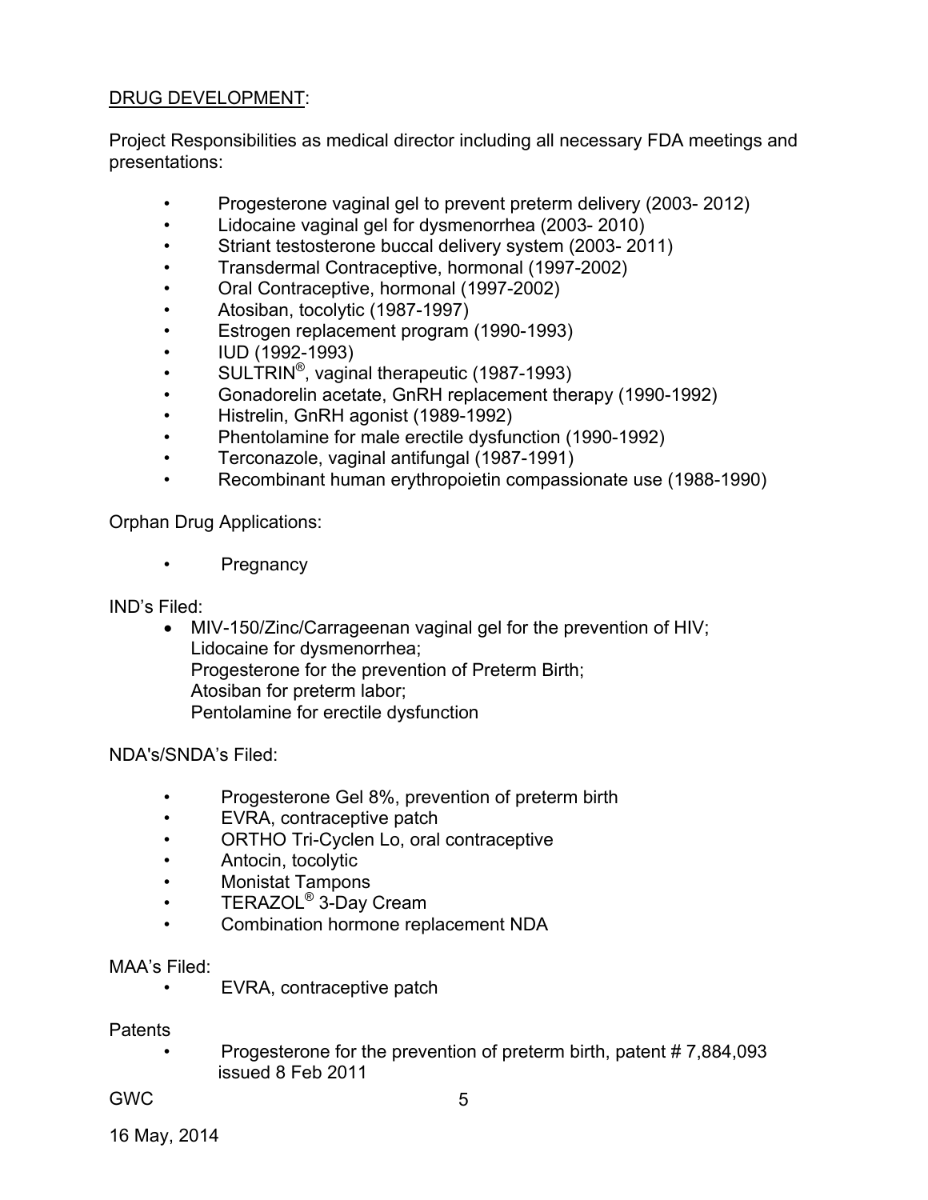<u>DRUG DEVELOPMENT</u>:

Project Responsibilities as medical director including all necessary FDA meetings and presentations:

- Progesterone vaginal gel to prevent preterm delivery (2003- 2012)
- Lidocaine vaginal gel for dysmenorrhea (2003- 2010)
- Striant testosterone buccal delivery system (2003- 2011)
- Transdermal Contraceptive, hormonal (1997-2002)
- Oral Contraceptive, hormonal (1997-2002)
- Atosiban, tocolytic (1987-1997)
- Estrogen replacement program (1990-1993)
- IUD (1992-1993)
- SULTRIN®, vaginal therapeutic (1987-1993)
- Gonadorelin acetate, GnRH replacement therapy (1990-1992)
- Histrelin, GnRH agonist (1989-1992)
- Phentolamine for male erectile dysfunction (1990-1992)
- Terconazole, vaginal antifungal (1987-1991)
- Recombinant human erythropoietin compassionate use (1988-1990)

Orphan Drug Applications:

- Pregnancy

IND's Filed:

- MIV-150/Zinc/Carrageenan vaginal gel for the prevention of HIV;
  Lidocaine for dysmenorrhea;
  Progesterone for the prevention of Preterm Birth;
  Atosiban for preterm labor;
  Pentolamine for erectile dysfunction

NDA's/SNDA's Filed:

- Progesterone Gel 8%, prevention of preterm birth
- EVRA, contraceptive patch
- ORTHO Tri-Cyclen Lo, oral contraceptive
- Antocin, tocolytic
- Monistat Tampons
- TERAZOL® 3-Day Cream
- Combination hormone replacement NDA

MAA's Filed:

- EVRA, contraceptive patch

Patents

- Progesterone for the prevention of preterm birth, patent # 7,884,093 issued 8 Feb 2011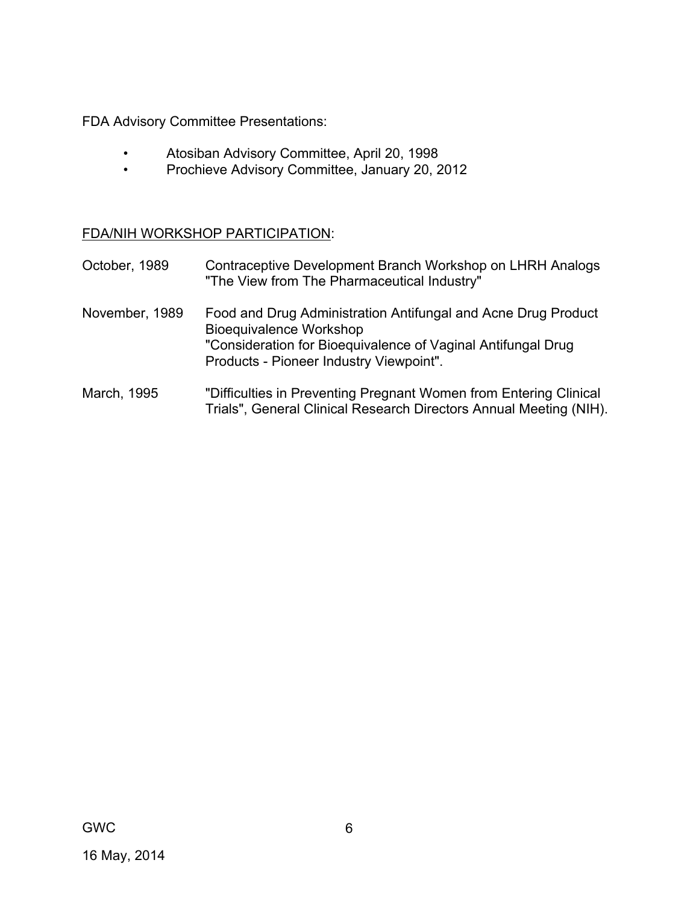FDA Advisory Committee Presentations:

- Atosiban Advisory Committee, April 20, 1998
- Prochieve Advisory Committee, January 20, 2012

<u>FDA/NIH WORKSHOP PARTICIPATION</u>:

| | |
|---|---|
| October, 1989 | Contraceptive Development Branch Workshop on LHRH Analogs "The View from The Pharmaceutical Industry" |
| November, 1989 | Food and Drug Administration Antifungal and Acne Drug Product Bioequivalence Workshop "Consideration for Bioequivalence of Vaginal Antifungal Drug Products - Pioneer Industry Viewpoint". |
| March, 1995 | "Difficulties in Preventing Pregnant Women from Entering Clinical Trials", General Clinical Research Directors Annual Meeting (NIH). |

GWC

16 May, 2014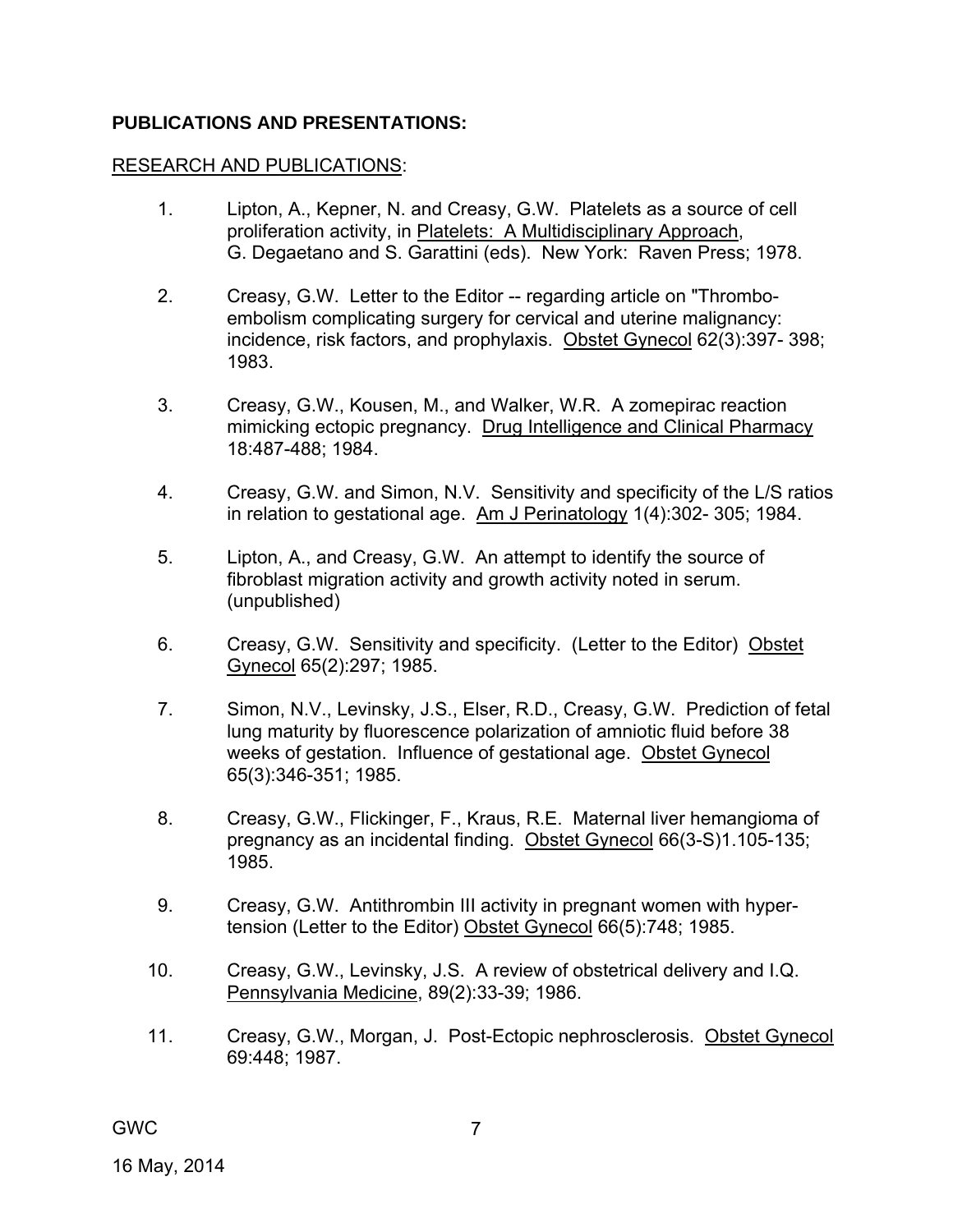**PUBLICATIONS AND PRESENTATIONS:**

RESEARCH AND PUBLICATIONS:

1. Lipton, A., Kepner, N. and Creasy, G.W. Platelets as a source of cell proliferation activity, in Platelets: A Multidisciplinary Approach, G. Degaetano and S. Garattini (eds). New York: Raven Press; 1978.

2. Creasy, G.W. Letter to the Editor -- regarding article on "Thrombo-embolism complicating surgery for cervical and uterine malignancy: incidence, risk factors, and prophylaxis. Obstet Gynecol 62(3):397- 398; 1983.

3. Creasy, G.W., Kousen, M., and Walker, W.R. A zomepirac reaction mimicking ectopic pregnancy. Drug Intelligence and Clinical Pharmacy 18:487-488; 1984.

4. Creasy, G.W. and Simon, N.V. Sensitivity and specificity of the L/S ratios in relation to gestational age. Am J Perinatology 1(4):302- 305; 1984.

5. Lipton, A., and Creasy, G.W. An attempt to identify the source of fibroblast migration activity and growth activity noted in serum. (unpublished)

6. Creasy, G.W. Sensitivity and specificity. (Letter to the Editor) Obstet Gynecol 65(2):297; 1985.

7. Simon, N.V., Levinsky, J.S., Elser, R.D., Creasy, G.W. Prediction of fetal lung maturity by fluorescence polarization of amniotic fluid before 38 weeks of gestation. Influence of gestational age. Obstet Gynecol 65(3):346-351; 1985.

8. Creasy, G.W., Flickinger, F., Kraus, R.E. Maternal liver hemangioma of pregnancy as an incidental finding. Obstet Gynecol 66(3-S)1.105-135; 1985.

9. Creasy, G.W. Antithrombin III activity in pregnant women with hyper-tension (Letter to the Editor) Obstet Gynecol 66(5):748; 1985.

10. Creasy, G.W., Levinsky, J.S. A review of obstetrical delivery and I.Q. Pennsylvania Medicine, 89(2):33-39; 1986.

11. Creasy, G.W., Morgan, J. Post-Ectopic nephrosclerosis. Obstet Gynecol 69:448; 1987.

GWC

16 May, 2014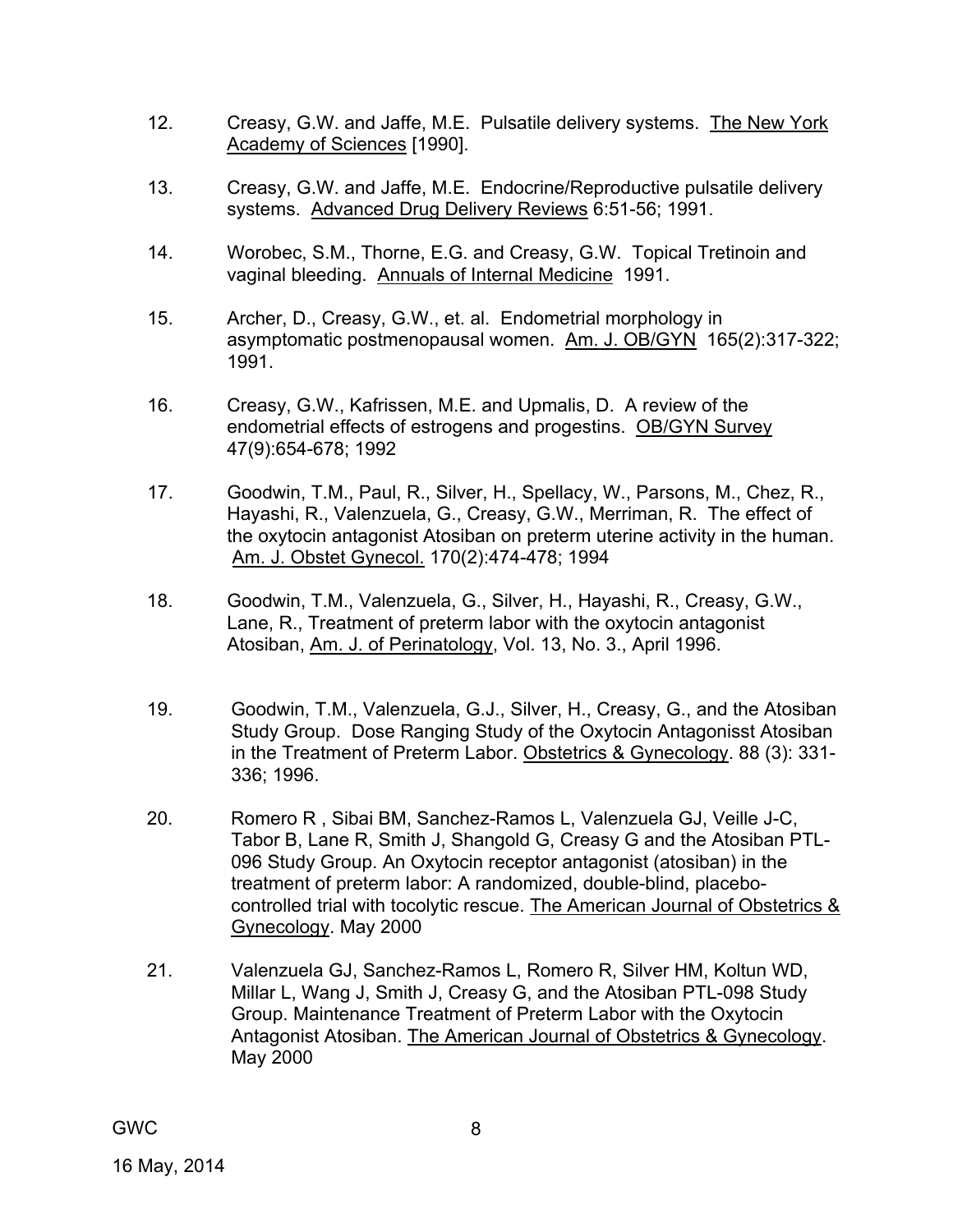12. Creasy, G.W. and Jaffe, M.E. Pulsatile delivery systems. The New York Academy of Sciences [1990].

13. Creasy, G.W. and Jaffe, M.E. Endocrine/Reproductive pulsatile delivery systems. Advanced Drug Delivery Reviews 6:51-56; 1991.

14. Worobec, S.M., Thorne, E.G. and Creasy, G.W. Topical Tretinoin and vaginal bleeding. Annuals of Internal Medicine 1991.

15. Archer, D., Creasy, G.W., et. al. Endometrial morphology in asymptomatic postmenopausal women. Am. J. OB/GYN 165(2):317-322; 1991.

16. Creasy, G.W., Kafrissen, M.E. and Upmalis, D. A review of the endometrial effects of estrogens and progestins. OB/GYN Survey 47(9):654-678; 1992

17. Goodwin, T.M., Paul, R., Silver, H., Spellacy, W., Parsons, M., Chez, R., Hayashi, R., Valenzuela, G., Creasy, G.W., Merriman, R. The effect of the oxytocin antagonist Atosiban on preterm uterine activity in the human. Am. J. Obstet Gynecol. 170(2):474-478; 1994

18. Goodwin, T.M., Valenzuela, G., Silver, H., Hayashi, R., Creasy, G.W., Lane, R., Treatment of preterm labor with the oxytocin antagonist Atosiban, Am. J. of Perinatology, Vol. 13, No. 3., April 1996.

19. Goodwin, T.M., Valenzuela, G.J., Silver, H., Creasy, G., and the Atosiban Study Group. Dose Ranging Study of the Oxytocin Antagonisst Atosiban in the Treatment of Preterm Labor. Obstetrics & Gynecology. 88 (3): 331-336; 1996.

20. Romero R , Sibai BM, Sanchez-Ramos L, Valenzuela GJ, Veille J-C, Tabor B, Lane R, Smith J, Shangold G, Creasy G and the Atosiban PTL-096 Study Group. An Oxytocin receptor antagonist (atosiban) in the treatment of preterm labor: A randomized, double-blind, placebo-controlled trial with tocolytic rescue. The American Journal of Obstetrics & Gynecology. May 2000

21. Valenzuela GJ, Sanchez-Ramos L, Romero R, Silver HM, Koltun WD, Millar L, Wang J, Smith J, Creasy G, and the Atosiban PTL-098 Study Group. Maintenance Treatment of Preterm Labor with the Oxytocin Antagonist Atosiban. The American Journal of Obstetrics & Gynecology. May 2000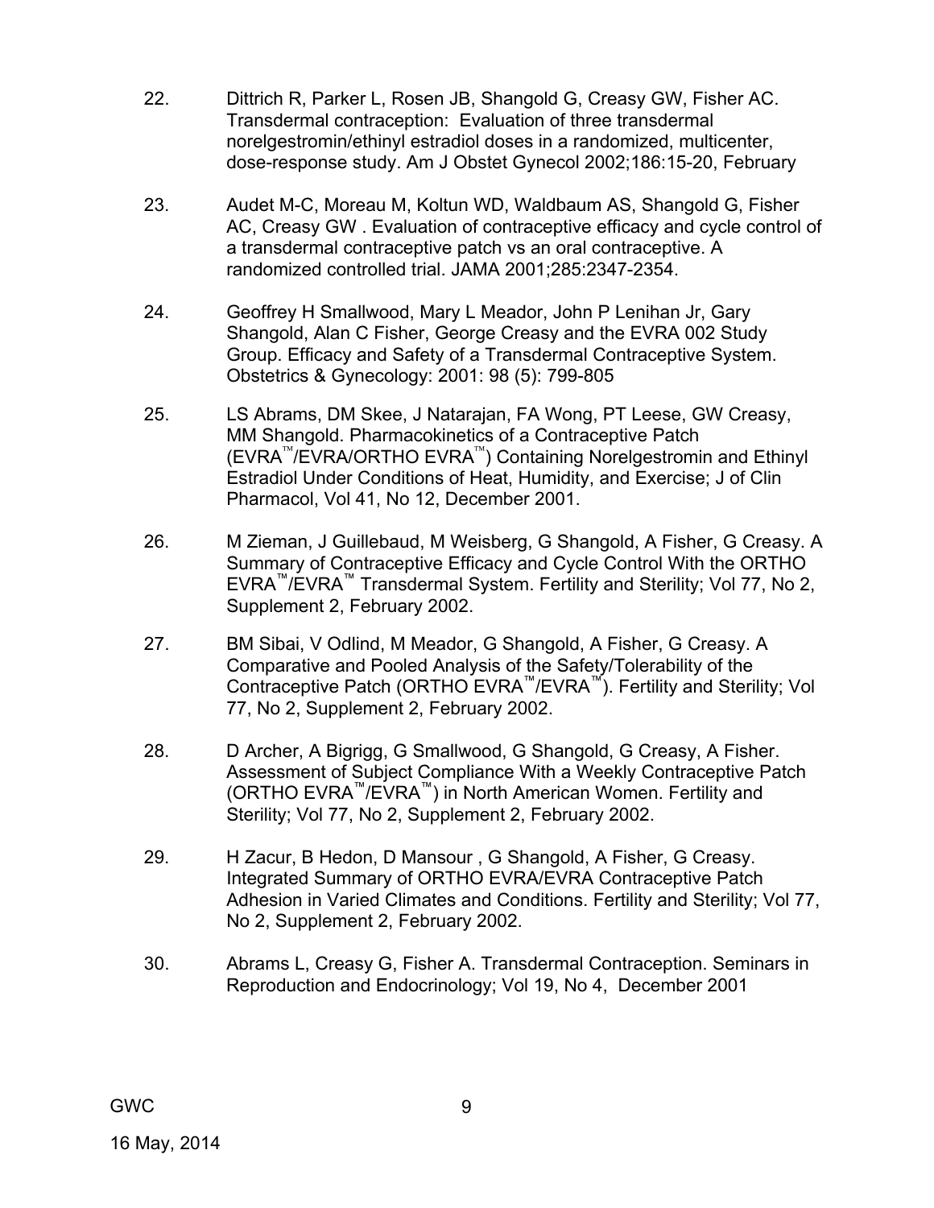22. Dittrich R, Parker L, Rosen JB, Shangold G, Creasy GW, Fisher AC. Transdermal contraception: Evaluation of three transdermal norelgestromin/ethinyl estradiol doses in a randomized, multicenter, dose-response study. Am J Obstet Gynecol 2002;186:15-20, February

23. Audet M-C, Moreau M, Koltun WD, Waldbaum AS, Shangold G, Fisher AC, Creasy GW . Evaluation of contraceptive efficacy and cycle control of a transdermal contraceptive patch vs an oral contraceptive. A randomized controlled trial. JAMA 2001;285:2347-2354.

24. Geoffrey H Smallwood, Mary L Meador, John P Lenihan Jr, Gary Shangold, Alan C Fisher, George Creasy and the EVRA 002 Study Group. Efficacy and Safety of a Transdermal Contraceptive System. Obstetrics & Gynecology: 2001: 98 (5): 799-805

25. LS Abrams, DM Skee, J Natarajan, FA Wong, PT Leese, GW Creasy, MM Shangold. Pharmacokinetics of a Contraceptive Patch (EVRA™/EVRA/ORTHO EVRA™) Containing Norelgestromin and Ethinyl Estradiol Under Conditions of Heat, Humidity, and Exercise; J of Clin Pharmacol, Vol 41, No 12, December 2001.

26. M Zieman, J Guillebaud, M Weisberg, G Shangold, A Fisher, G Creasy. A Summary of Contraceptive Efficacy and Cycle Control With the ORTHO EVRA™/EVRA™ Transdermal System. Fertility and Sterility; Vol 77, No 2, Supplement 2, February 2002.

27. BM Sibai, V Odlind, M Meador, G Shangold, A Fisher, G Creasy. A Comparative and Pooled Analysis of the Safety/Tolerability of the Contraceptive Patch (ORTHO EVRA™/EVRA™). Fertility and Sterility; Vol 77, No 2, Supplement 2, February 2002.

28. D Archer, A Bigrigg, G Smallwood, G Shangold, G Creasy, A Fisher. Assessment of Subject Compliance With a Weekly Contraceptive Patch (ORTHO EVRA™/EVRA™) in North American Women. Fertility and Sterility; Vol 77, No 2, Supplement 2, February 2002.

29. H Zacur, B Hedon, D Mansour , G Shangold, A Fisher, G Creasy. Integrated Summary of ORTHO EVRA/EVRA Contraceptive Patch Adhesion in Varied Climates and Conditions. Fertility and Sterility; Vol 77, No 2, Supplement 2, February 2002.

30. Abrams L, Creasy G, Fisher A. Transdermal Contraception. Seminars in Reproduction and Endocrinology; Vol 19, No 4, December 2001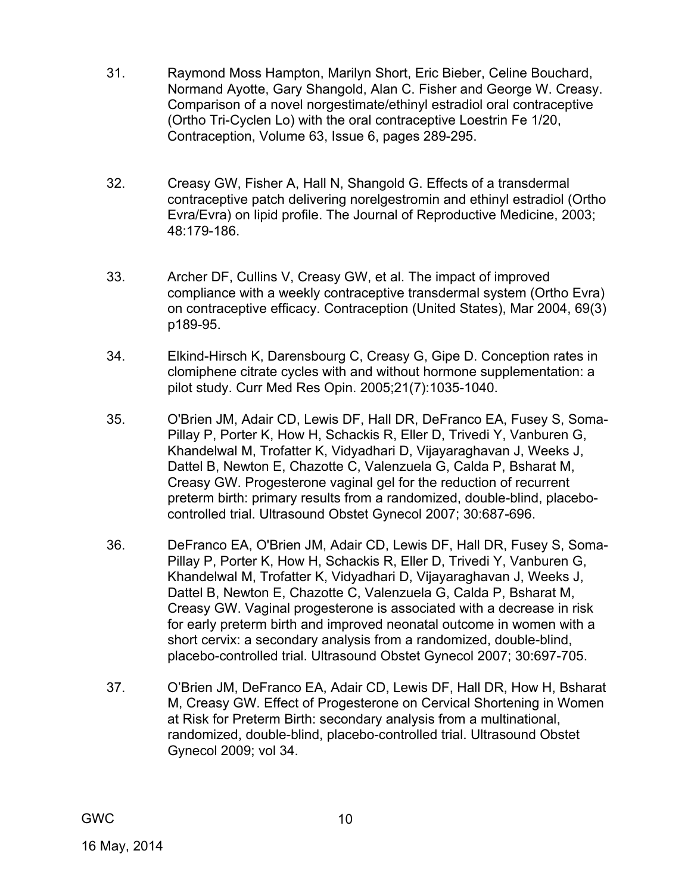31. Raymond Moss Hampton, Marilyn Short, Eric Bieber, Celine Bouchard, Normand Ayotte, Gary Shangold, Alan C. Fisher and George W. Creasy. Comparison of a novel norgestimate/ethinyl estradiol oral contraceptive (Ortho Tri-Cyclen Lo) with the oral contraceptive Loestrin Fe 1/20, Contraception, Volume 63, Issue 6, pages 289-295.

32. Creasy GW, Fisher A, Hall N, Shangold G. Effects of a transdermal contraceptive patch delivering norelgestromin and ethinyl estradiol (Ortho Evra/Evra) on lipid profile. The Journal of Reproductive Medicine, 2003; 48:179-186.

33. Archer DF, Cullins V, Creasy GW, et al. The impact of improved compliance with a weekly contraceptive transdermal system (Ortho Evra) on contraceptive efficacy. Contraception (United States), Mar 2004, 69(3) p189-95.

34. Elkind-Hirsch K, Darensbourg C, Creasy G, Gipe D. Conception rates in clomiphene citrate cycles with and without hormone supplementation: a pilot study. Curr Med Res Opin. 2005;21(7):1035-1040.

35. O'Brien JM, Adair CD, Lewis DF, Hall DR, DeFranco EA, Fusey S, Soma-Pillay P, Porter K, How H, Schackis R, Eller D, Trivedi Y, Vanburen G, Khandelwal M, Trofatter K, Vidyadhari D, Vijayaraghavan J, Weeks J, Dattel B, Newton E, Chazotte C, Valenzuela G, Calda P, Bsharat M, Creasy GW. Progesterone vaginal gel for the reduction of recurrent preterm birth: primary results from a randomized, double-blind, placebo-controlled trial. Ultrasound Obstet Gynecol 2007; 30:687-696.

36. DeFranco EA, O'Brien JM, Adair CD, Lewis DF, Hall DR, Fusey S, Soma-Pillay P, Porter K, How H, Schackis R, Eller D, Trivedi Y, Vanburen G, Khandelwal M, Trofatter K, Vidyadhari D, Vijayaraghavan J, Weeks J, Dattel B, Newton E, Chazotte C, Valenzuela G, Calda P, Bsharat M, Creasy GW. Vaginal progesterone is associated with a decrease in risk for early preterm birth and improved neonatal outcome in women with a short cervix: a secondary analysis from a randomized, double-blind, placebo-controlled trial. Ultrasound Obstet Gynecol 2007; 30:697-705.

37. O'Brien JM, DeFranco EA, Adair CD, Lewis DF, Hall DR, How H, Bsharat M, Creasy GW. Effect of Progesterone on Cervical Shortening in Women at Risk for Preterm Birth: secondary analysis from a multinational, randomized, double-blind, placebo-controlled trial. Ultrasound Obstet Gynecol 2009; vol 34.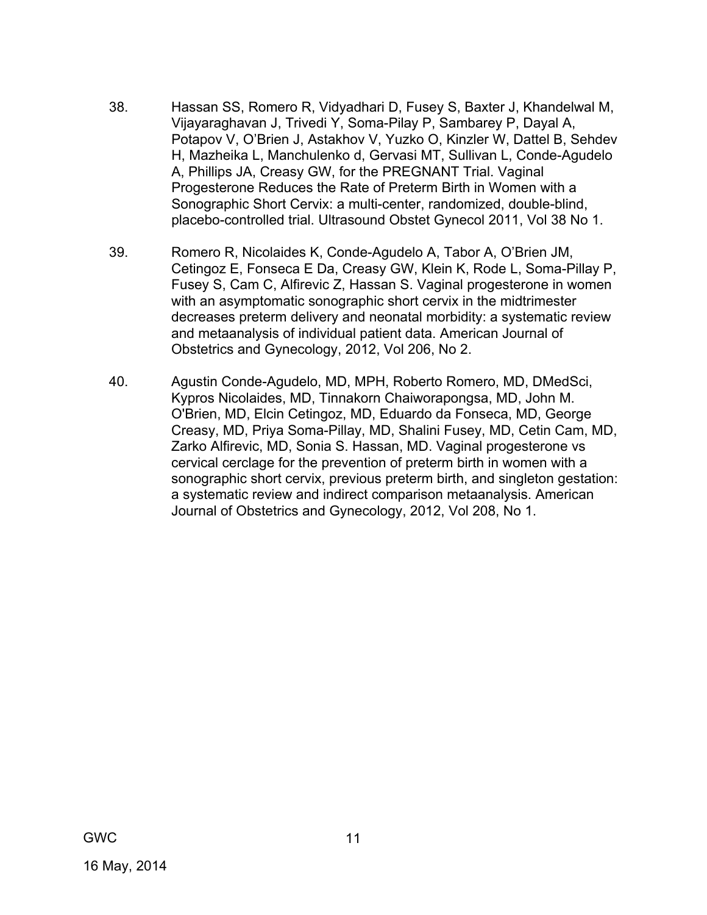38. Hassan SS, Romero R, Vidyadhari D, Fusey S, Baxter J, Khandelwal M, Vijayaraghavan J, Trivedi Y, Soma-Pilay P, Sambarey P, Dayal A, Potapov V, O'Brien J, Astakhov V, Yuzko O, Kinzler W, Dattel B, Sehdev H, Mazheika L, Manchulenko d, Gervasi MT, Sullivan L, Conde-Agudelo A, Phillips JA, Creasy GW, for the PREGNANT Trial. Vaginal Progesterone Reduces the Rate of Preterm Birth in Women with a Sonographic Short Cervix: a multi-center, randomized, double-blind, placebo-controlled trial. Ultrasound Obstet Gynecol 2011, Vol 38 No 1.

39. Romero R, Nicolaides K, Conde-Agudelo A, Tabor A, O'Brien JM, Cetingoz E, Fonseca E Da, Creasy GW, Klein K, Rode L, Soma-Pillay P, Fusey S, Cam C, Alfirevic Z, Hassan S. Vaginal progesterone in women with an asymptomatic sonographic short cervix in the midtrimester decreases preterm delivery and neonatal morbidity: a systematic review and metaanalysis of individual patient data. American Journal of Obstetrics and Gynecology, 2012, Vol 206, No 2.

40. Agustin Conde-Agudelo, MD, MPH, Roberto Romero, MD, DMedSci, Kypros Nicolaides, MD, Tinnakorn Chaiworapongsa, MD, John M. O'Brien, MD, Elcin Cetingoz, MD, Eduardo da Fonseca, MD, George Creasy, MD, Priya Soma-Pillay, MD, Shalini Fusey, MD, Cetin Cam, MD, Zarko Alfirevic, MD, Sonia S. Hassan, MD. Vaginal progesterone vs cervical cerclage for the prevention of preterm birth in women with a sonographic short cervix, previous preterm birth, and singleton gestation: a systematic review and indirect comparison metaanalysis. American Journal of Obstetrics and Gynecology, 2012, Vol 208, No 1.

GWC

16 May, 2014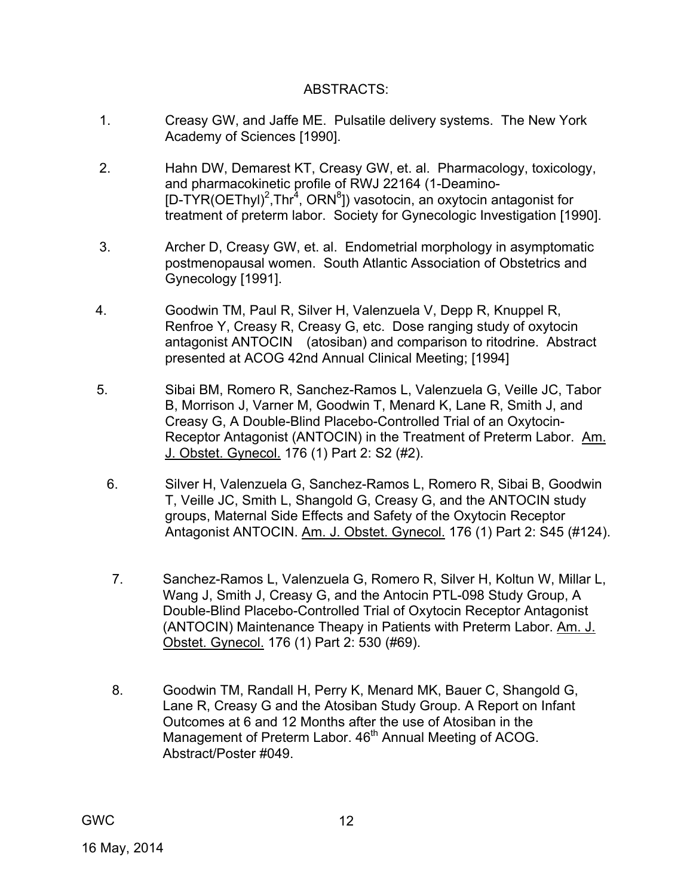## ABSTRACTS:

1. Creasy GW, and Jaffe ME. Pulsatile delivery systems. The New York Academy of Sciences [1990].

2. Hahn DW, Demarest KT, Creasy GW, et. al. Pharmacology, toxicology, and pharmacokinetic profile of RWJ 22164 (1-Deamino-[D-TYR(OEThyl)$^2$,Thr$^4$, ORN$^8$]) vasotocin, an oxytocin antagonist for treatment of preterm labor. Society for Gynecologic Investigation [1990].

3. Archer D, Creasy GW, et. al. Endometrial morphology in asymptomatic postmenopausal women. South Atlantic Association of Obstetrics and Gynecology [1991].

4. Goodwin TM, Paul R, Silver H, Valenzuela V, Depp R, Knuppel R, Renfroe Y, Creasy R, Creasy G, etc. Dose ranging study of oxytocin antagonist ANTOCIN (atosiban) and comparison to ritodrine. Abstract presented at ACOG 42nd Annual Clinical Meeting; [1994]

5. Sibai BM, Romero R, Sanchez-Ramos L, Valenzuela G, Veille JC, Tabor B, Morrison J, Varner M, Goodwin T, Menard K, Lane R, Smith J, and Creasy G, A Double-Blind Placebo-Controlled Trial of an Oxytocin-Receptor Antagonist (ANTOCIN) in the Treatment of Preterm Labor. Am. J. Obstet. Gynecol. 176 (1) Part 2: S2 (#2).

6. Silver H, Valenzuela G, Sanchez-Ramos L, Romero R, Sibai B, Goodwin T, Veille JC, Smith L, Shangold G, Creasy G, and the ANTOCIN study groups, Maternal Side Effects and Safety of the Oxytocin Receptor Antagonist ANTOCIN. Am. J. Obstet. Gynecol. 176 (1) Part 2: S45 (#124).

7. Sanchez-Ramos L, Valenzuela G, Romero R, Silver H, Koltun W, Millar L, Wang J, Smith J, Creasy G, and the Antocin PTL-098 Study Group, A Double-Blind Placebo-Controlled Trial of Oxytocin Receptor Antagonist (ANTOCIN) Maintenance Theapy in Patients with Preterm Labor. Am. J. Obstet. Gynecol. 176 (1) Part 2: 530 (#69).

8. Goodwin TM, Randall H, Perry K, Menard MK, Bauer C, Shangold G, Lane R, Creasy G and the Atosiban Study Group. A Report on Infant Outcomes at 6 and 12 Months after the use of Atosiban in the Management of Preterm Labor. 46$^{th}$ Annual Meeting of ACOG. Abstract/Poster #049.

GWC

16 May, 2014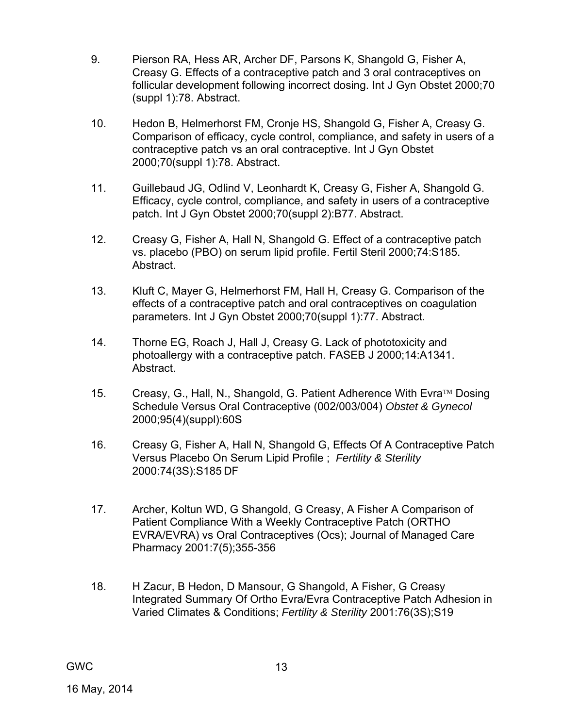9. Pierson RA, Hess AR, Archer DF, Parsons K, Shangold G, Fisher A, Creasy G. Effects of a contraceptive patch and 3 oral contraceptives on follicular development following incorrect dosing. Int J Gyn Obstet 2000;70 (suppl 1):78. Abstract.

10. Hedon B, Helmerhorst FM, Cronje HS, Shangold G, Fisher A, Creasy G. Comparison of efficacy, cycle control, compliance, and safety in users of a contraceptive patch vs an oral contraceptive. Int J Gyn Obstet 2000;70(suppl 1):78. Abstract.

11. Guillebaud JG, Odlind V, Leonhardt K, Creasy G, Fisher A, Shangold G. Efficacy, cycle control, compliance, and safety in users of a contraceptive patch. Int J Gyn Obstet 2000;70(suppl 2):B77. Abstract.

12. Creasy G, Fisher A, Hall N, Shangold G. Effect of a contraceptive patch vs. placebo (PBO) on serum lipid profile. Fertil Steril 2000;74:S185. Abstract.

13. Kluft C, Mayer G, Helmerhorst FM, Hall H, Creasy G. Comparison of the effects of a contraceptive patch and oral contraceptives on coagulation parameters. Int J Gyn Obstet 2000;70(suppl 1):77. Abstract.

14. Thorne EG, Roach J, Hall J, Creasy G. Lack of phototoxicity and photoallergy with a contraceptive patch. FASEB J 2000;14:A1341. Abstract.

15. Creasy, G., Hall, N., Shangold, G. Patient Adherence With Evra™ Dosing Schedule Versus Oral Contraceptive (002/003/004) *Obstet & Gynecol* 2000;95(4)(suppl):60S

16. Creasy G, Fisher A, Hall N, Shangold G, Effects Of A Contraceptive Patch Versus Placebo On Serum Lipid Profile ; *Fertility & Sterility* 2000:74(3S):S185 DF

17. Archer, Koltun WD, G Shangold, G Creasy, A Fisher A Comparison of Patient Compliance With a Weekly Contraceptive Patch (ORTHO EVRA/EVRA) vs Oral Contraceptives (Ocs); Journal of Managed Care Pharmacy 2001:7(5);355-356

18. H Zacur, B Hedon, D Mansour, G Shangold, A Fisher, G Creasy Integrated Summary Of Ortho Evra/Evra Contraceptive Patch Adhesion in Varied Climates & Conditions; *Fertility & Sterility* 2001:76(3S);S19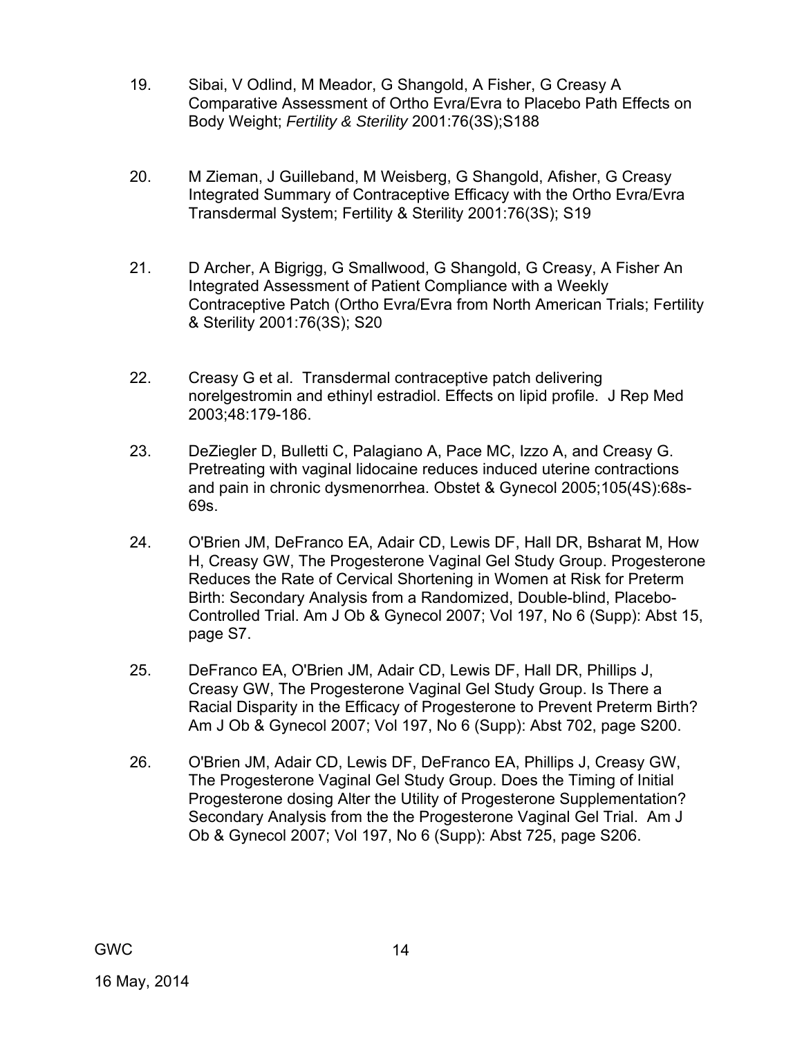19. Sibai, V Odlind, M Meador, G Shangold, A Fisher, G Creasy A Comparative Assessment of Ortho Evra/Evra to Placebo Path Effects on Body Weight; *Fertility & Sterility* 2001:76(3S);S188

20. M Zieman, J Guilleband, M Weisberg, G Shangold, Afisher, G Creasy Integrated Summary of Contraceptive Efficacy with the Ortho Evra/Evra Transdermal System; Fertility & Sterility 2001:76(3S); S19

21. D Archer, A Bigrigg, G Smallwood, G Shangold, G Creasy, A Fisher An Integrated Assessment of Patient Compliance with a Weekly Contraceptive Patch (Ortho Evra/Evra from North American Trials; Fertility & Sterility 2001:76(3S); S20

22. Creasy G et al. Transdermal contraceptive patch delivering norelgestromin and ethinyl estradiol. Effects on lipid profile. J Rep Med 2003;48:179-186.

23. DeZiegler D, Bulletti C, Palagiano A, Pace MC, Izzo A, and Creasy G. Pretreating with vaginal lidocaine reduces induced uterine contractions and pain in chronic dysmenorrhea. Obstet & Gynecol 2005;105(4S):68s-69s.

24. O'Brien JM, DeFranco EA, Adair CD, Lewis DF, Hall DR, Bsharat M, How H, Creasy GW, The Progesterone Vaginal Gel Study Group. Progesterone Reduces the Rate of Cervical Shortening in Women at Risk for Preterm Birth: Secondary Analysis from a Randomized, Double-blind, Placebo-Controlled Trial. Am J Ob & Gynecol 2007; Vol 197, No 6 (Supp): Abst 15, page S7.

25. DeFranco EA, O'Brien JM, Adair CD, Lewis DF, Hall DR, Phillips J, Creasy GW, The Progesterone Vaginal Gel Study Group. Is There a Racial Disparity in the Efficacy of Progesterone to Prevent Preterm Birth? Am J Ob & Gynecol 2007; Vol 197, No 6 (Supp): Abst 702, page S200.

26. O'Brien JM, Adair CD, Lewis DF, DeFranco EA, Phillips J, Creasy GW, The Progesterone Vaginal Gel Study Group. Does the Timing of Initial Progesterone dosing Alter the Utility of Progesterone Supplementation? Secondary Analysis from the the Progesterone Vaginal Gel Trial. Am J Ob & Gynecol 2007; Vol 197, No 6 (Supp): Abst 725, page S206.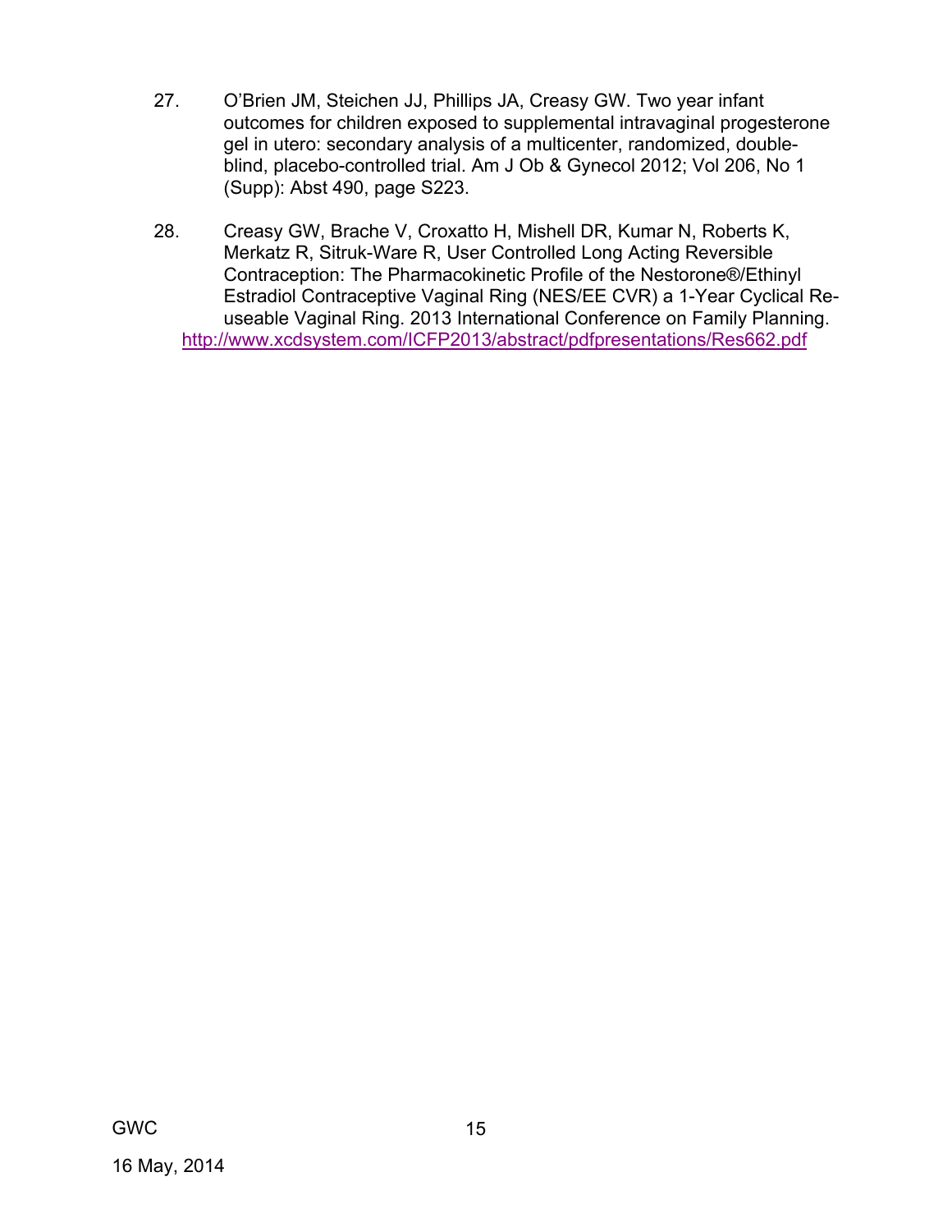27. O'Brien JM, Steichen JJ, Phillips JA, Creasy GW. Two year infant outcomes for children exposed to supplemental intravaginal progesterone gel in utero: secondary analysis of a multicenter, randomized, double-blind, placebo-controlled trial. Am J Ob & Gynecol 2012; Vol 206, No 1 (Supp): Abst 490, page S223.

28. Creasy GW, Brache V, Croxatto H, Mishell DR, Kumar N, Roberts K, Merkatz R, Sitruk-Ware R, User Controlled Long Acting Reversible Contraception: The Pharmacokinetic Profile of the Nestorone®/Ethinyl Estradiol Contraceptive Vaginal Ring (NES/EE CVR) a 1-Year Cyclical Re-useable Vaginal Ring. 2013 International Conference on Family Planning. http://www.xcdsystem.com/ICFP2013/abstract/pdfpresentations/Res662.pdf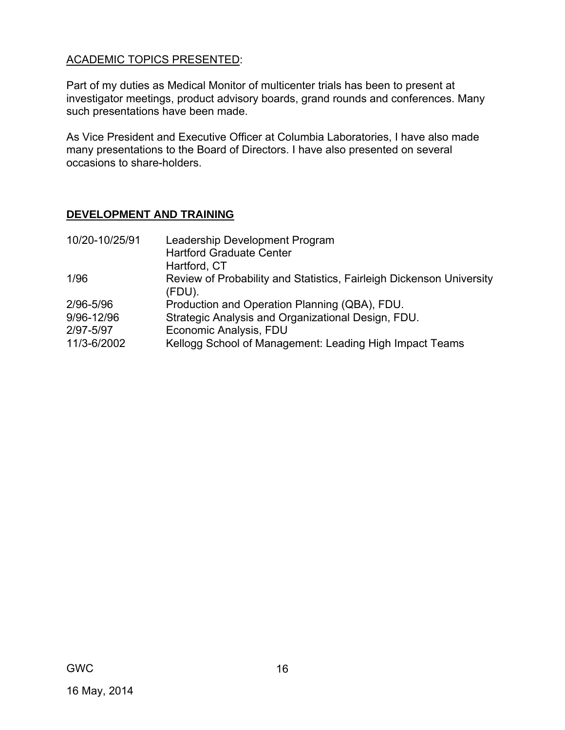ACADEMIC TOPICS PRESENTED:

Part of my duties as Medical Monitor of multicenter trials has been to present at investigator meetings, product advisory boards, grand rounds and conferences. Many such presentations have been made.

As Vice President and Executive Officer at Columbia Laboratories, I have also made many presentations to the Board of Directors. I have also presented on several occasions to share-holders.

## DEVELOPMENT AND TRAINING

| | |
|---|---|
| 10/20-10/25/91 | Leadership Development Program<br>Hartford Graduate Center<br>Hartford, CT |
| 1/96 | Review of Probability and Statistics, Fairleigh Dickenson University (FDU). |
| 2/96-5/96 | Production and Operation Planning (QBA), FDU. |
| 9/96-12/96 | Strategic Analysis and Organizational Design, FDU. |
| 2/97-5/97 | Economic Analysis, FDU |
| 11/3-6/2002 | Kellogg School of Management: Leading High Impact Teams |